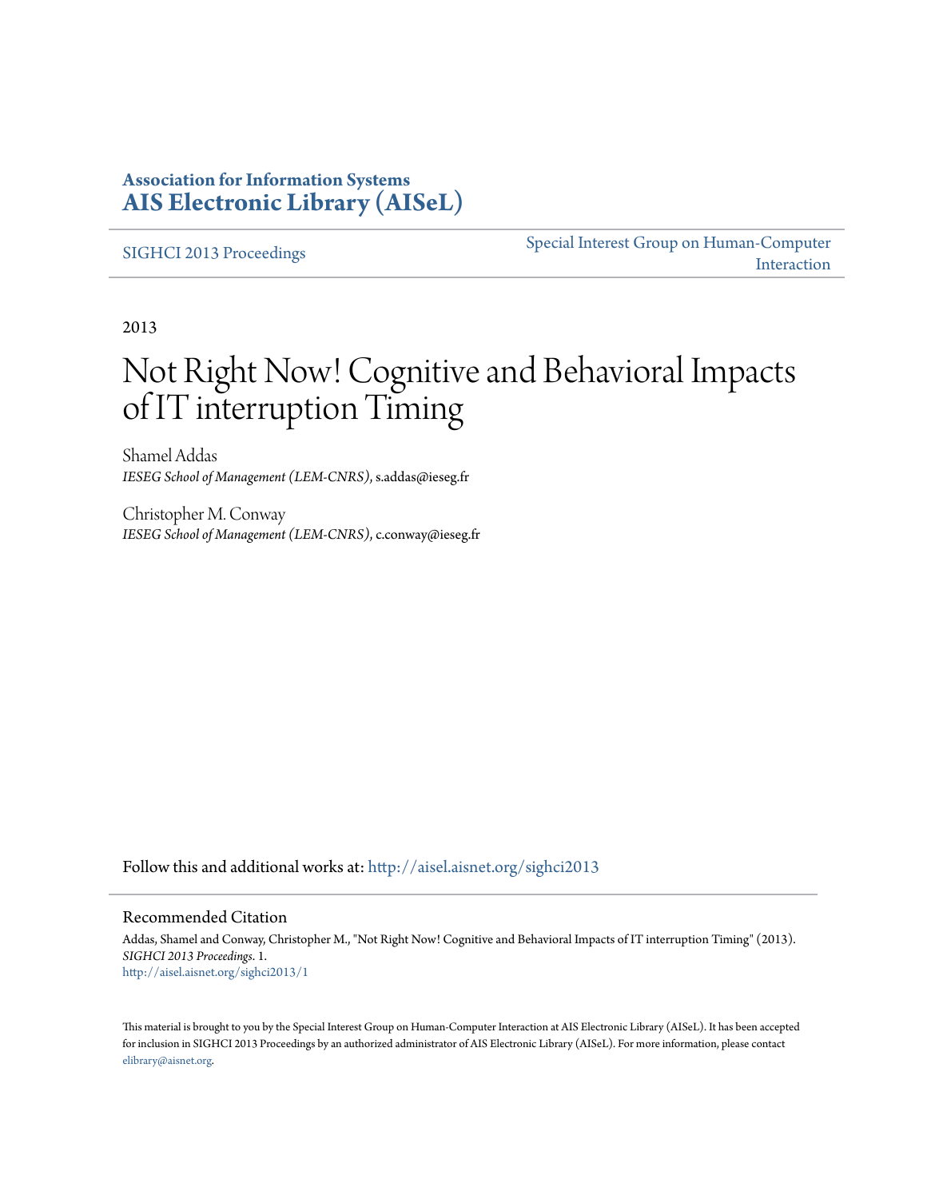**Association for Information Systems**
**AIS Electronic Library (AISeL)**

SIGHCI 2013 Proceedings

Special Interest Group on Human-Computer Interaction

2013

# Not Right Now! Cognitive and Behavioral Impacts of IT interruption Timing

Shamel Addas
*IESEG School of Management (LEM-CNRS)*, s.addas@ieseg.fr

Christopher M. Conway
*IESEG School of Management (LEM-CNRS)*, c.conway@ieseg.fr

Follow this and additional works at: http://aisel.aisnet.org/sighci2013

## Recommended Citation

Addas, Shamel and Conway, Christopher M., "Not Right Now! Cognitive and Behavioral Impacts of IT interruption Timing" (2013). *SIGHCI 2013 Proceedings*. 1.
http://aisel.aisnet.org/sighci2013/1

This material is brought to you by the Special Interest Group on Human-Computer Interaction at AIS Electronic Library (AISeL). It has been accepted for inclusion in SIGHCI 2013 Proceedings by an authorized administrator of AIS Electronic Library (AISeL). For more information, please contact elibrary@aisnet.org.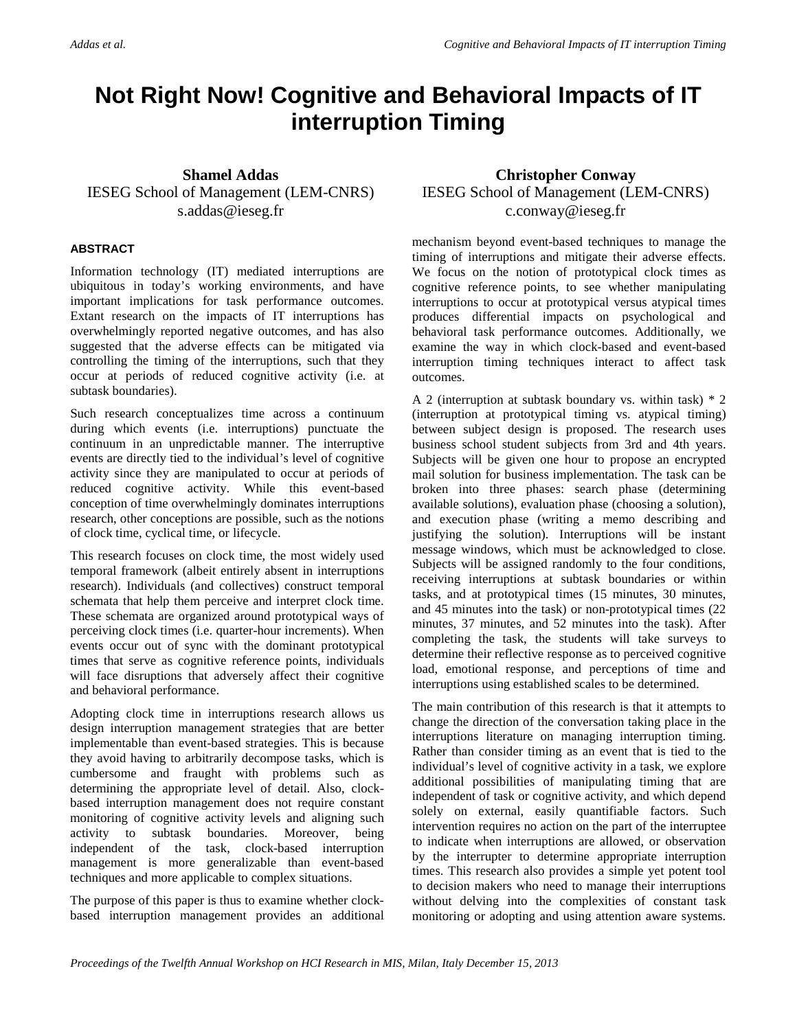# Not Right Now! Cognitive and Behavioral Impacts of IT interruption Timing

**Shamel Addas**
IESEG School of Management (LEM-CNRS)
s.addas@ieseg.fr

**Christopher Conway**
IESEG School of Management (LEM-CNRS)
c.conway@ieseg.fr

## ABSTRACT

Information technology (IT) mediated interruptions are ubiquitous in today's working environments, and have important implications for task performance outcomes. Extant research on the impacts of IT interruptions has overwhelmingly reported negative outcomes, and has also suggested that the adverse effects can be mitigated via controlling the timing of the interruptions, such that they occur at periods of reduced cognitive activity (i.e. at subtask boundaries).

Such research conceptualizes time across a continuum during which events (i.e. interruptions) punctuate the continuum in an unpredictable manner. The interruptive events are directly tied to the individual's level of cognitive activity since they are manipulated to occur at periods of reduced cognitive activity. While this event-based conception of time overwhelmingly dominates interruptions research, other conceptions are possible, such as the notions of clock time, cyclical time, or lifecycle.

This research focuses on clock time, the most widely used temporal framework (albeit entirely absent in interruptions research). Individuals (and collectives) construct temporal schemata that help them perceive and interpret clock time. These schemata are organized around prototypical ways of perceiving clock times (i.e. quarter-hour increments). When events occur out of sync with the dominant prototypical times that serve as cognitive reference points, individuals will face disruptions that adversely affect their cognitive and behavioral performance.

Adopting clock time in interruptions research allows us design interruption management strategies that are better implementable than event-based strategies. This is because they avoid having to arbitrarily decompose tasks, which is cumbersome and fraught with problems such as determining the appropriate level of detail. Also, clock-based interruption management does not require constant monitoring of cognitive activity levels and aligning such activity to subtask boundaries. Moreover, being independent of the task, clock-based interruption management is more generalizable than event-based techniques and more applicable to complex situations.

The purpose of this paper is thus to examine whether clock-based interruption management provides an additional mechanism beyond event-based techniques to manage the timing of interruptions and mitigate their adverse effects. We focus on the notion of prototypical clock times as cognitive reference points, to see whether manipulating interruptions to occur at prototypical versus atypical times produces differential impacts on psychological and behavioral task performance outcomes. Additionally, we examine the way in which clock-based and event-based interruption timing techniques interact to affect task outcomes.

A 2 (interruption at subtask boundary vs. within task) * 2 (interruption at prototypical timing vs. atypical timing) between subject design is proposed. The research uses business school student subjects from 3rd and 4th years. Subjects will be given one hour to propose an encrypted mail solution for business implementation. The task can be broken into three phases: search phase (determining available solutions), evaluation phase (choosing a solution), and execution phase (writing a memo describing and justifying the solution). Interruptions will be instant message windows, which must be acknowledged to close. Subjects will be assigned randomly to the four conditions, receiving interruptions at subtask boundaries or within tasks, and at prototypical times (15 minutes, 30 minutes, and 45 minutes into the task) or non-prototypical times (22 minutes, 37 minutes, and 52 minutes into the task). After completing the task, the students will take surveys to determine their reflective response as to perceived cognitive load, emotional response, and perceptions of time and interruptions using established scales to be determined.

The main contribution of this research is that it attempts to change the direction of the conversation taking place in the interruptions literature on managing interruption timing. Rather than consider timing as an event that is tied to the individual's level of cognitive activity in a task, we explore additional possibilities of manipulating timing that are independent of task or cognitive activity, and which depend solely on external, easily quantifiable factors. Such intervention requires no action on the part of the interruptee to indicate when interruptions are allowed, or observation by the interrupter to determine appropriate interruption times. This research also provides a simple yet potent tool to decision makers who need to manage their interruptions without delving into the complexities of constant task monitoring or adopting and using attention aware systems.